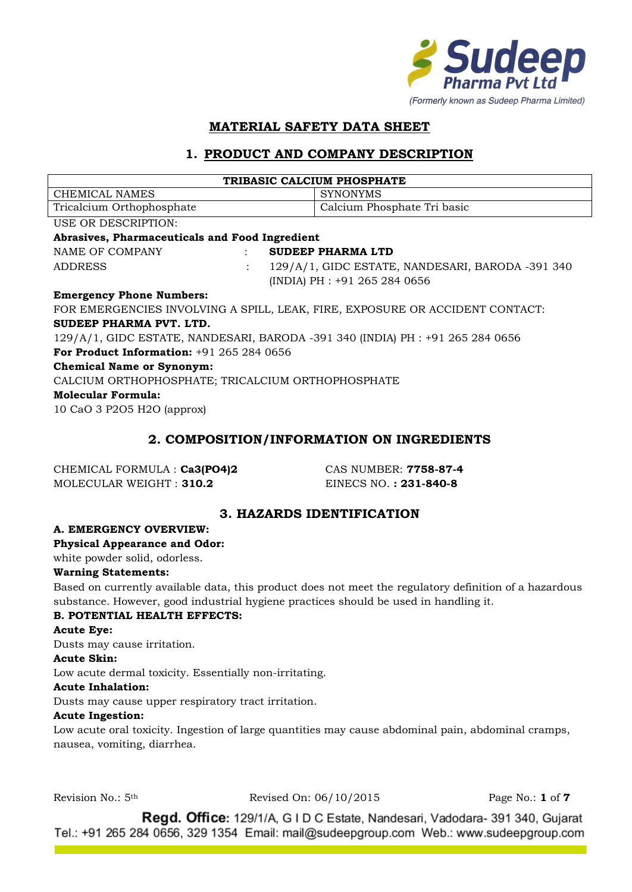# MATERIAL SAFETY DATA SHEET

## 1. PRODUCT AND COMPANY DESCRIPTION

| TRIBASIC CALCIUM PHOSPHATE | |
|---|---|
| CHEMICAL NAMES | SYNONYMS |
| Tricalcium Orthophosphate | Calcium Phosphate Tri basic |

USE OR DESCRIPTION:

**Abrasives, Pharmaceuticals and Food Ingredient**

NAME OF COMPANY : **SUDEEP PHARMA LTD**

ADDRESS : 129/A/1, GIDC ESTATE, NANDESARI, BARODA -391 340 (INDIA) PH : +91 265 284 0656

**Emergency Phone Numbers:**

FOR EMERGENCIES INVOLVING A SPILL, LEAK, FIRE, EXPOSURE OR ACCIDENT CONTACT:

**SUDEEP PHARMA PVT. LTD.**

129/A/1, GIDC ESTATE, NANDESARI, BARODA -391 340 (INDIA) PH : +91 265 284 0656

**For Product Information:** +91 265 284 0656

**Chemical Name or Synonym:**

CALCIUM ORTHOPHOSPHATE; TRICALCIUM ORTHOPHOSPHATE

**Molecular Formula:**

10 CaO 3 $P_2O_5$ $H_2O$ (approx)

## 2. COMPOSITION/INFORMATION ON INGREDIENTS

CHEMICAL FORMULA : **$Ca_3(PO_4)_2$**

MOLECULAR WEIGHT : **310.2**

CAS NUMBER: **7758-87-4**

EINECS NO. **: 231-840-8**

## 3. HAZARDS IDENTIFICATION

**A. EMERGENCY OVERVIEW:**

**Physical Appearance and Odor:**

white powder solid, odorless.

**Warning Statements:**

Based on currently available data, this product does not meet the regulatory definition of a hazardous substance. However, good industrial hygiene practices should be used in handling it.

**B. POTENTIAL HEALTH EFFECTS:**

**Acute Eye:**

Dusts may cause irritation.

**Acute Skin:**

Low acute dermal toxicity. Essentially non-irritating.

**Acute Inhalation:**

Dusts may cause upper respiratory tract irritation.

**Acute Ingestion:**

Low acute oral toxicity. Ingestion of large quantities may cause abdominal pain, abdominal cramps, nausea, vomiting, diarrhea.

Revision No.: 5th Revised On: 06/10/2015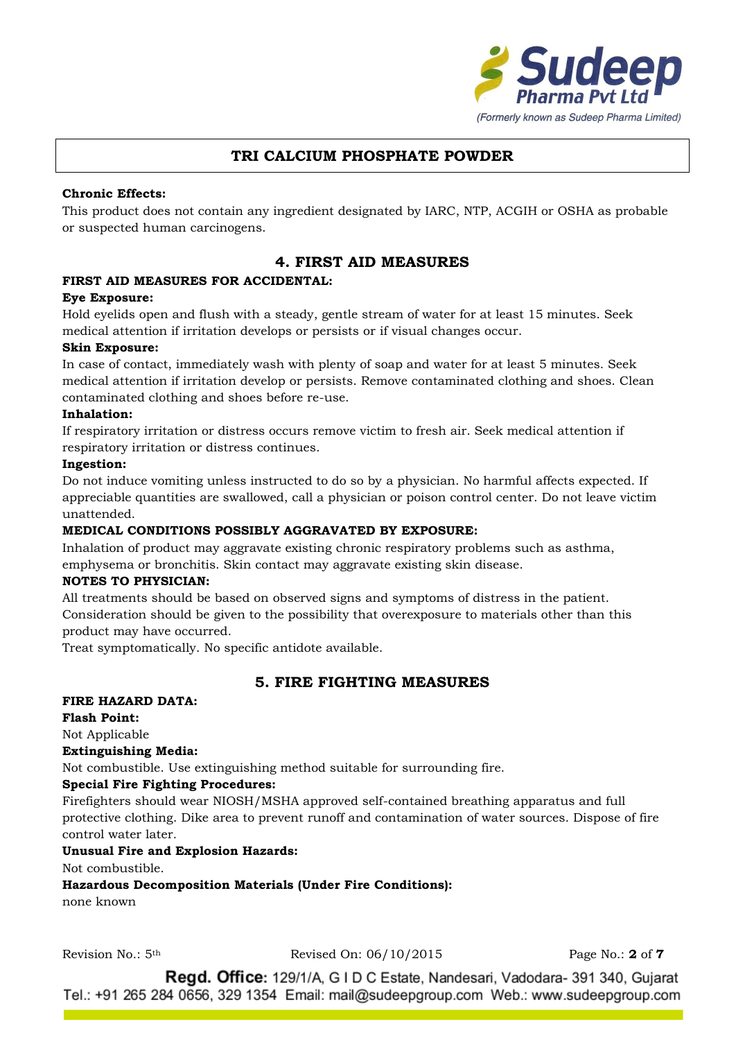**Chronic Effects:**

This product does not contain any ingredient designated by IARC, NTP, ACGIH or OSHA as probable or suspected human carcinogens.

## 4. FIRST AID MEASURES

**FIRST AID MEASURES FOR ACCIDENTAL:**

**Eye Exposure:**

Hold eyelids open and flush with a steady, gentle stream of water for at least 15 minutes. Seek medical attention if irritation develops or persists or if visual changes occur.

**Skin Exposure:**

In case of contact, immediately wash with plenty of soap and water for at least 5 minutes. Seek medical attention if irritation develop or persists. Remove contaminated clothing and shoes. Clean contaminated clothing and shoes before re-use.

**Inhalation:**

If respiratory irritation or distress occurs remove victim to fresh air. Seek medical attention if respiratory irritation or distress continues.

**Ingestion:**

Do not induce vomiting unless instructed to do so by a physician. No harmful affects expected. If appreciable quantities are swallowed, call a physician or poison control center. Do not leave victim unattended.

**MEDICAL CONDITIONS POSSIBLY AGGRAVATED BY EXPOSURE:**

Inhalation of product may aggravate existing chronic respiratory problems such as asthma, emphysema or bronchitis. Skin contact may aggravate existing skin disease.

**NOTES TO PHYSICIAN:**

All treatments should be based on observed signs and symptoms of distress in the patient. Consideration should be given to the possibility that overexposure to materials other than this product may have occurred.

Treat symptomatically. No specific antidote available.

## 5. FIRE FIGHTING MEASURES

**FIRE HAZARD DATA:**

**Flash Point:**

Not Applicable

**Extinguishing Media:**

Not combustible. Use extinguishing method suitable for surrounding fire.

**Special Fire Fighting Procedures:**

Firefighters should wear NIOSH/MSHA approved self-contained breathing apparatus and full protective clothing. Dike area to prevent runoff and contamination of water sources. Dispose of fire control water later.

**Unusual Fire and Explosion Hazards:**

Not combustible.

**Hazardous Decomposition Materials (Under Fire Conditions):**

none known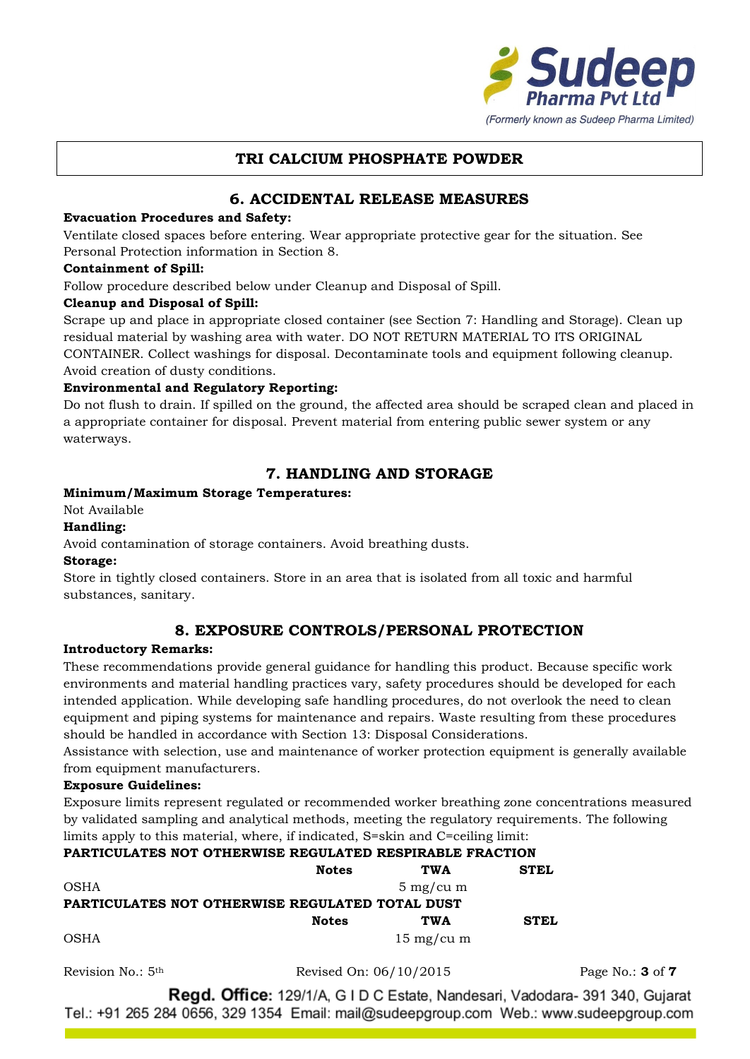# TRI CALCIUM PHOSPHATE POWDER

## 6. ACCIDENTAL RELEASE MEASURES

**Evacuation Procedures and Safety:**

Ventilate closed spaces before entering. Wear appropriate protective gear for the situation. See Personal Protection information in Section 8.

**Containment of Spill:**

Follow procedure described below under Cleanup and Disposal of Spill.

**Cleanup and Disposal of Spill:**

Scrape up and place in appropriate closed container (see Section 7: Handling and Storage). Clean up residual material by washing area with water. DO NOT RETURN MATERIAL TO ITS ORIGINAL CONTAINER. Collect washings for disposal. Decontaminate tools and equipment following cleanup. Avoid creation of dusty conditions.

**Environmental and Regulatory Reporting:**

Do not flush to drain. If spilled on the ground, the affected area should be scraped clean and placed in a appropriate container for disposal. Prevent material from entering public sewer system or any waterways.

## 7. HANDLING AND STORAGE

**Minimum/Maximum Storage Temperatures:**

Not Available

**Handling:**

Avoid contamination of storage containers. Avoid breathing dusts.

**Storage:**

Store in tightly closed containers. Store in an area that is isolated from all toxic and harmful substances, sanitary.

## 8. EXPOSURE CONTROLS/PERSONAL PROTECTION

**Introductory Remarks:**

These recommendations provide general guidance for handling this product. Because specific work environments and material handling practices vary, safety procedures should be developed for each intended application. While developing safe handling procedures, do not overlook the need to clean equipment and piping systems for maintenance and repairs. Waste resulting from these procedures should be handled in accordance with Section 13: Disposal Considerations.

Assistance with selection, use and maintenance of worker protection equipment is generally available from equipment manufacturers.

**Exposure Guidelines:**

Exposure limits represent regulated or recommended worker breathing zone concentrations measured by validated sampling and analytical methods, meeting the regulatory requirements. The following limits apply to this material, where, if indicated, S=skin and C=ceiling limit:

**PARTICULATES NOT OTHERWISE REGULATED RESPIRABLE FRACTION**

| | Notes | TWA | STEL |
|---|---|---|---|
| OSHA | | 5 mg/cu m | |

**PARTICULATES NOT OTHERWISE REGULATED TOTAL DUST**

| | Notes | TWA | STEL |
|---|---|---|---|
| OSHA | | 15 mg/cu m | |

Revision No.: 5th Revised On: 06/10/2015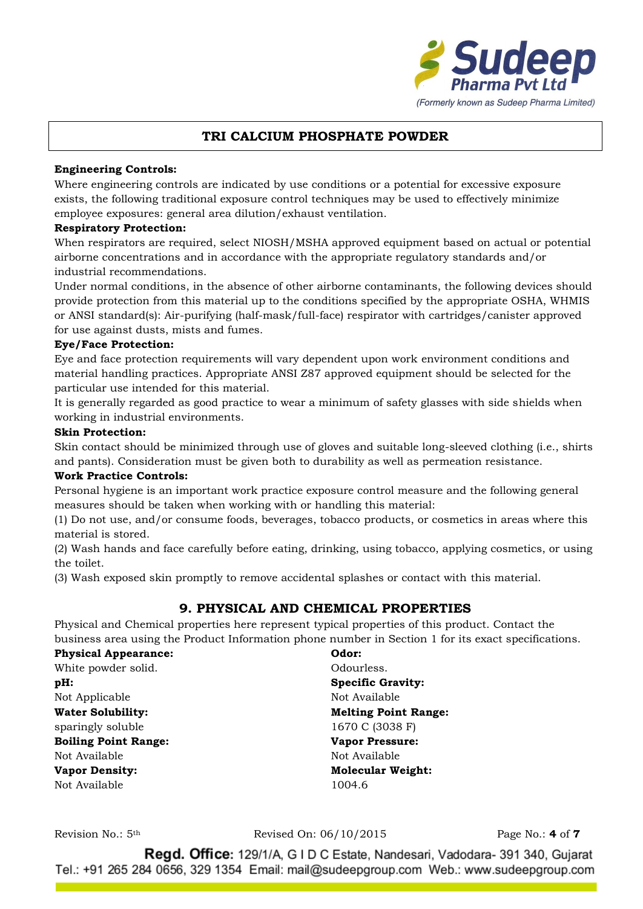## TRI CALCIUM PHOSPHATE POWDER

**Engineering Controls:**

Where engineering controls are indicated by use conditions or a potential for excessive exposure exists, the following traditional exposure control techniques may be used to effectively minimize employee exposures: general area dilution/exhaust ventilation.

**Respiratory Protection:**

When respirators are required, select NIOSH/MSHA approved equipment based on actual or potential airborne concentrations and in accordance with the appropriate regulatory standards and/or industrial recommendations.

Under normal conditions, in the absence of other airborne contaminants, the following devices should provide protection from this material up to the conditions specified by the appropriate OSHA, WHMIS or ANSI standard(s): Air-purifying (half-mask/full-face) respirator with cartridges/canister approved for use against dusts, mists and fumes.

**Eye/Face Protection:**

Eye and face protection requirements will vary dependent upon work environment conditions and material handling practices. Appropriate ANSI Z87 approved equipment should be selected for the particular use intended for this material.

It is generally regarded as good practice to wear a minimum of safety glasses with side shields when working in industrial environments.

**Skin Protection:**

Skin contact should be minimized through use of gloves and suitable long-sleeved clothing (i.e., shirts and pants). Consideration must be given both to durability as well as permeation resistance.

**Work Practice Controls:**

Personal hygiene is an important work practice exposure control measure and the following general measures should be taken when working with or handling this material:

(1) Do not use, and/or consume foods, beverages, tobacco products, or cosmetics in areas where this material is stored.

(2) Wash hands and face carefully before eating, drinking, using tobacco, applying cosmetics, or using the toilet.

(3) Wash exposed skin promptly to remove accidental splashes or contact with this material.

## 9. PHYSICAL AND CHEMICAL PROPERTIES

Physical and Chemical properties here represent typical properties of this product. Contact the business area using the Product Information phone number in Section 1 for its exact specifications.

**Physical Appearance:**
White powder solid.

**Odor:**
Odourless.

**pH:**
Not Applicable

**Specific Gravity:**
Not Available

**Water Solubility:**
sparingly soluble

**Melting Point Range:**
1670 C (3038 F)

**Boiling Point Range:**
Not Available

**Vapor Pressure:**
Not Available

**Vapor Density:**
Not Available

**Molecular Weight:**
1004.6

Revision No.: 5th Revised On: 06/10/2015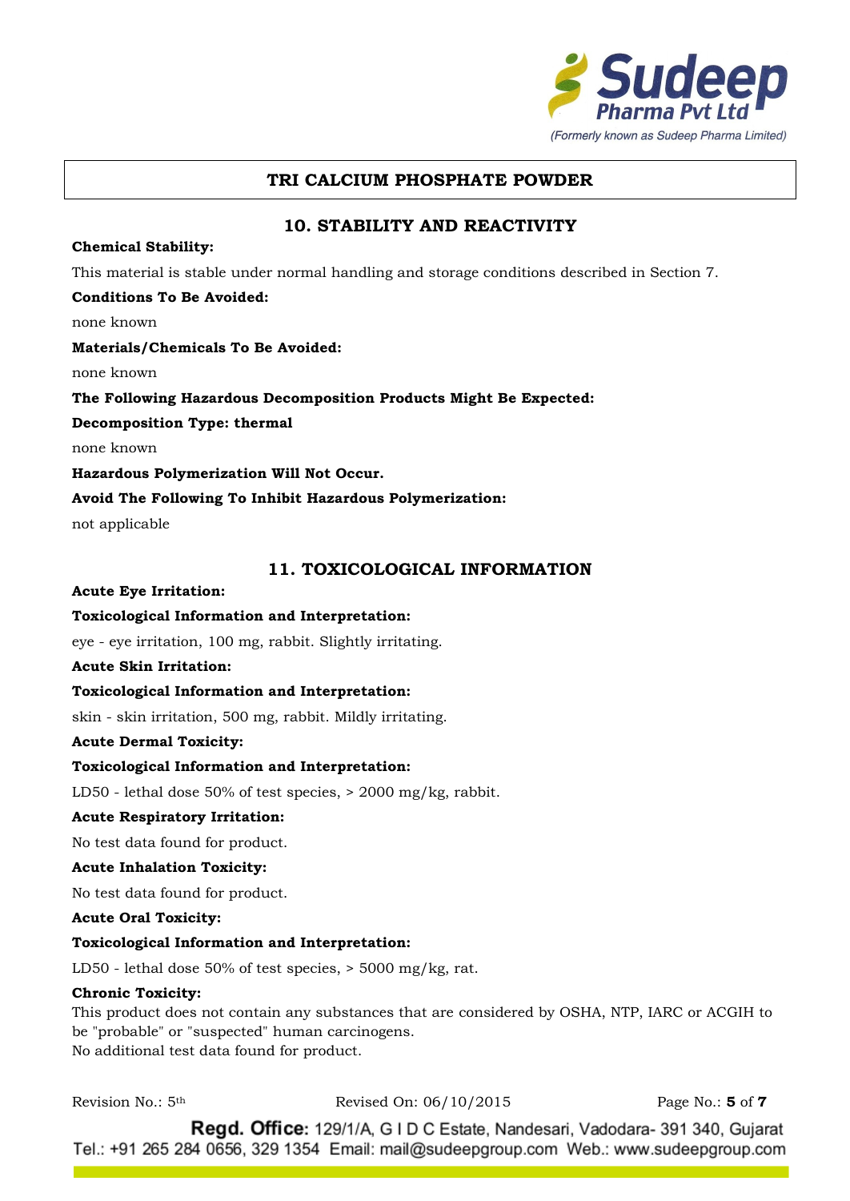## TRI CALCIUM PHOSPHATE POWDER

## 10. STABILITY AND REACTIVITY

**Chemical Stability:**

This material is stable under normal handling and storage conditions described in Section 7.

**Conditions To Be Avoided:**

none known

**Materials/Chemicals To Be Avoided:**

none known

**The Following Hazardous Decomposition Products Might Be Expected:**

**Decomposition Type: thermal**

none known

**Hazardous Polymerization Will Not Occur.**

**Avoid The Following To Inhibit Hazardous Polymerization:**

not applicable

## 11. TOXICOLOGICAL INFORMATION

**Acute Eye Irritation:**

**Toxicological Information and Interpretation:**

eye - eye irritation, 100 mg, rabbit. Slightly irritating.

**Acute Skin Irritation:**

**Toxicological Information and Interpretation:**

skin - skin irritation, 500 mg, rabbit. Mildly irritating.

**Acute Dermal Toxicity:**

**Toxicological Information and Interpretation:**

LD50 - lethal dose 50% of test species, > 2000 mg/kg, rabbit.

**Acute Respiratory Irritation:**

No test data found for product.

**Acute Inhalation Toxicity:**

No test data found for product.

**Acute Oral Toxicity:**

**Toxicological Information and Interpretation:**

LD50 - lethal dose 50% of test species, > 5000 mg/kg, rat.

**Chronic Toxicity:**

This product does not contain any substances that are considered by OSHA, NTP, IARC or ACGIH to be "probable" or "suspected" human carcinogens.
No additional test data found for product.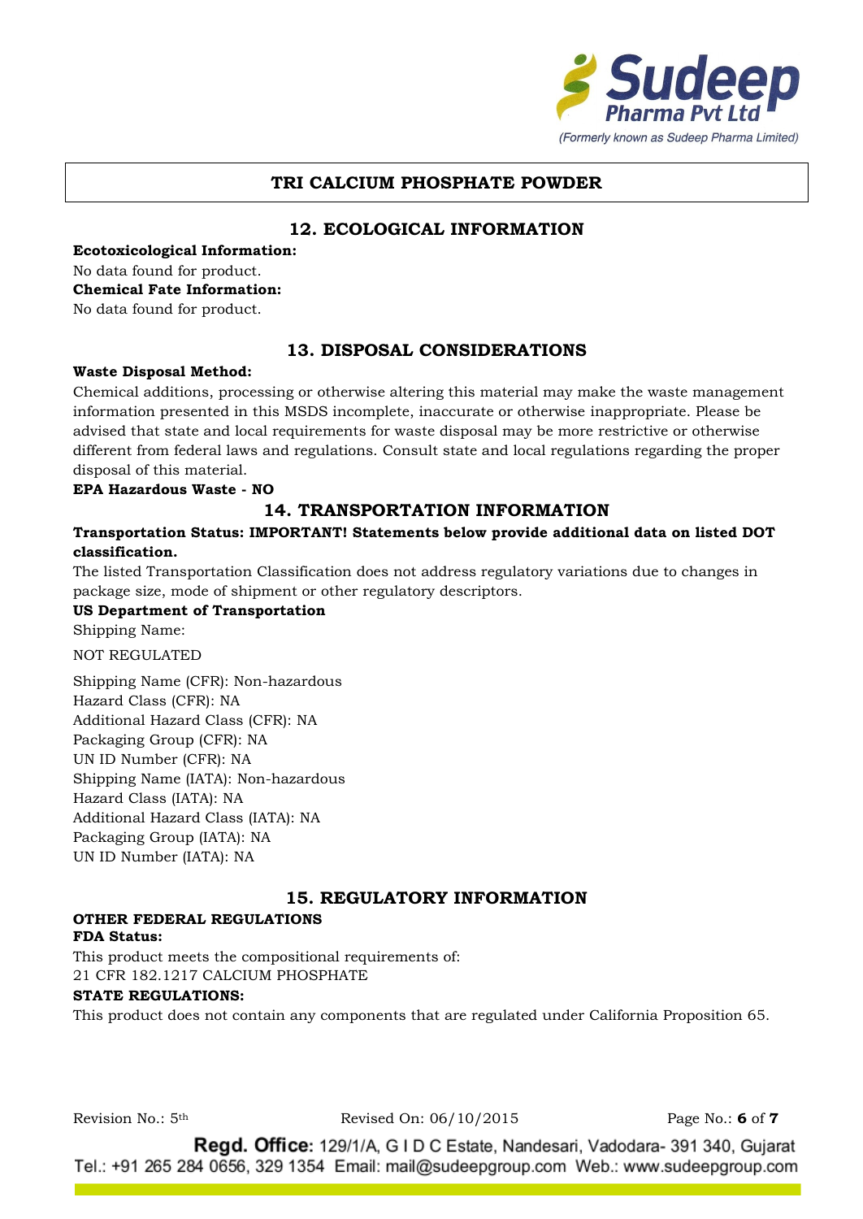# TRI CALCIUM PHOSPHATE POWDER

## 12. ECOLOGICAL INFORMATION

**Ecotoxicological Information:**
No data found for product.
**Chemical Fate Information:**
No data found for product.

## 13. DISPOSAL CONSIDERATIONS

**Waste Disposal Method:**

Chemical additions, processing or otherwise altering this material may make the waste management information presented in this MSDS incomplete, inaccurate or otherwise inappropriate. Please be advised that state and local requirements for waste disposal may be more restrictive or otherwise different from federal laws and regulations. Consult state and local regulations regarding the proper disposal of this material.

**EPA Hazardous Waste - NO**

## 14. TRANSPORTATION INFORMATION

**Transportation Status: IMPORTANT! Statements below provide additional data on listed DOT classification.**

The listed Transportation Classification does not address regulatory variations due to changes in package size, mode of shipment or other regulatory descriptors.

**US Department of Transportation**

Shipping Name:

NOT REGULATED

Shipping Name (CFR): Non-hazardous
Hazard Class (CFR): NA
Additional Hazard Class (CFR): NA
Packaging Group (CFR): NA
UN ID Number (CFR): NA
Shipping Name (IATA): Non-hazardous
Hazard Class (IATA): NA
Additional Hazard Class (IATA): NA
Packaging Group (IATA): NA
UN ID Number (IATA): NA

## 15. REGULATORY INFORMATION

**OTHER FEDERAL REGULATIONS**
**FDA Status:**

This product meets the compositional requirements of:
21 CFR 182.1217 CALCIUM PHOSPHATE

**STATE REGULATIONS:**

This product does not contain any components that are regulated under California Proposition 65.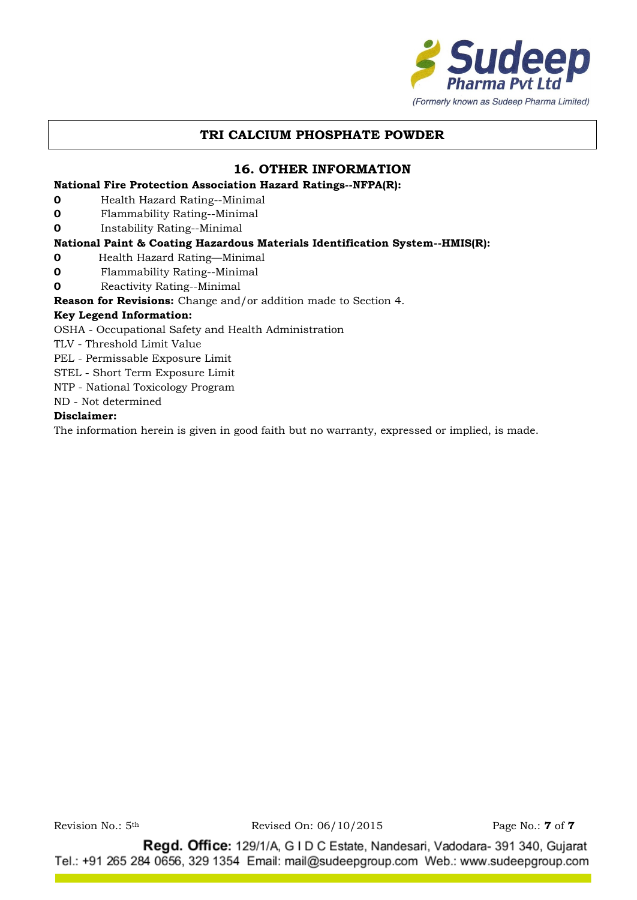## TRI CALCIUM PHOSPHATE POWDER

## 16. OTHER INFORMATION

**National Fire Protection Association Hazard Ratings--NFPA(R):**

**0** Health Hazard Rating--Minimal
**0** Flammability Rating--Minimal
**0** Instability Rating--Minimal

**National Paint & Coating Hazardous Materials Identification System--HMIS(R):**

**0** Health Hazard Rating—Minimal
**0** Flammability Rating--Minimal
**0** Reactivity Rating--Minimal

**Reason for Revisions:** Change and/or addition made to Section 4.

**Key Legend Information:**

OSHA - Occupational Safety and Health Administration
TLV - Threshold Limit Value
PEL - Permissable Exposure Limit
STEL - Short Term Exposure Limit
NTP - National Toxicology Program
ND - Not determined

**Disclaimer:**

The information herein is given in good faith but no warranty, expressed or implied, is made.